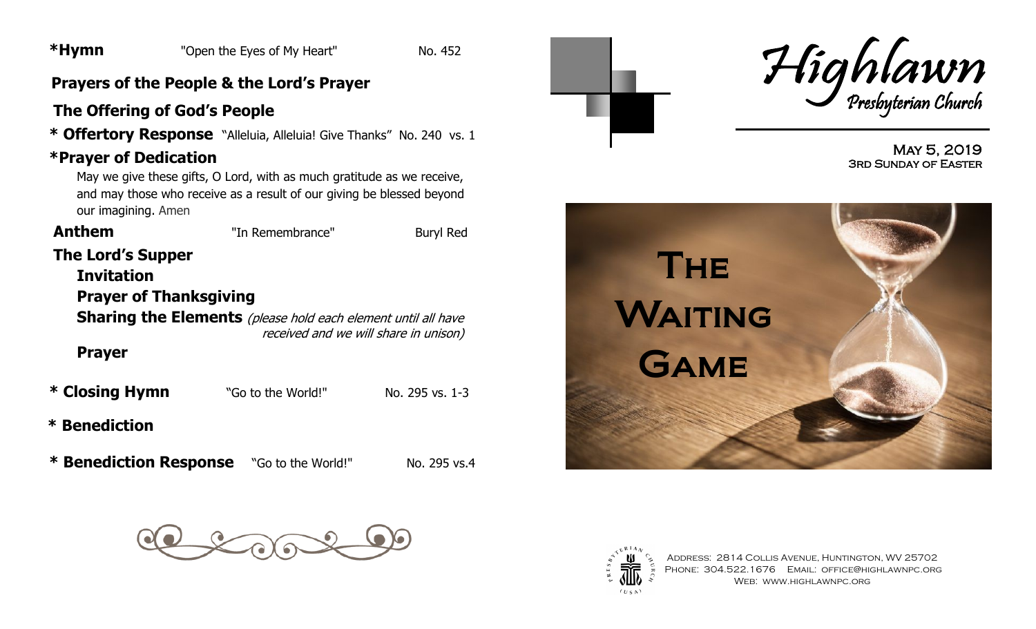**\*Hymn** "Open the Eyes of My Heart" No. 452

**Prayers of the People & the Lord's Prayer**

**The Offering of God's People**

**\* Offertory Response** "Alleluia, Alleluia! Give Thanks" No. 240 vs. 1

**\*Prayer of Dedication**

May we give these gifts, O Lord, with as much gratitude as we receive, and may those who receive as a result of our giving be blessed beyond our imagining. Amen

**Anthem** "In Remembrance" Buryl Red

**The Lord's Supper**

**Invitation**

**Prayer of Thanksgiving**

**Sharing the Elements** *(please hold each element until all have received and we will share in unison)*

**Prayer**

**\* Closing Hymn** "Go to the World!" No. 295 vs. 1-3

**\* Benediction**

**\* Benediction Response** "Go to the World!" No. 295 vs.4

# Highlawn Presbyterian Church

May 5, 2019
3rd Sunday of Easter

# The Waiting Game

Address: 2814 Collis Avenue, Huntington, WV 25702
Phone: 304.522.1676 Email: office@highlawnpc.org
Web: www.highlawnpc.org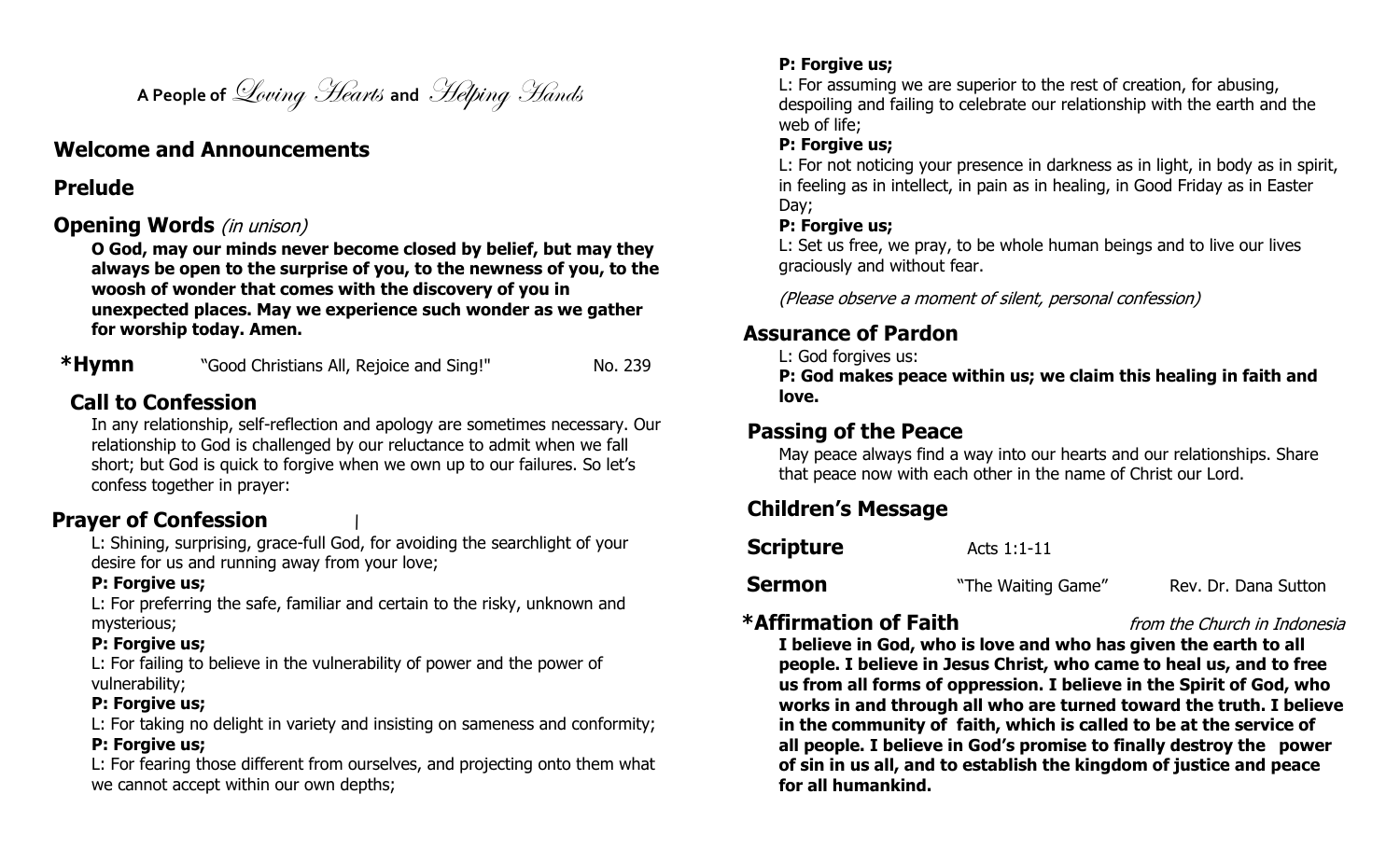A People of *Loving Hearts* and *Helping Hands*

## Welcome and Announcements

## Prelude

## Opening Words *(in unison)*

**O God, may our minds never become closed by belief, but may they always be open to the surprise of you, to the newness of you, to the woosh of wonder that comes with the discovery of you in unexpected places. May we experience such wonder as we gather for worship today. Amen.**

## *Hymn "Good Christians All, Rejoice and Sing!" No. 239

## Call to Confession

In any relationship, self-reflection and apology are sometimes necessary. Our relationship to God is challenged by our reluctance to admit when we fall short; but God is quick to forgive when we own up to our failures. So let's confess together in prayer:

## Prayer of Confession

L: Shining, surprising, grace-full God, for avoiding the searchlight of your desire for us and running away from your love;

**P: Forgive us;**

L: For preferring the safe, familiar and certain to the risky, unknown and mysterious;

**P: Forgive us;**

L: For failing to believe in the vulnerability of power and the power of vulnerability;

**P: Forgive us;**

L: For taking no delight in variety and insisting on sameness and conformity;

**P: Forgive us;**

L: For fearing those different from ourselves, and projecting onto them what we cannot accept within our own depths;

**P: Forgive us;**

L: For assuming we are superior to the rest of creation, for abusing, despoiling and failing to celebrate our relationship with the earth and the web of life;

**P: Forgive us;**

L: For not noticing your presence in darkness as in light, in body as in spirit, in feeling as in intellect, in pain as in healing, in Good Friday as in Easter Day;

**P: Forgive us;**

L: Set us free, we pray, to be whole human beings and to live our lives graciously and without fear.

*(Please observe a moment of silent, personal confession)*

## Assurance of Pardon

L: God forgives us:

**P: God makes peace within us; we claim this healing in faith and love.**

## Passing of the Peace

May peace always find a way into our hearts and our relationships. Share that peace now with each other in the name of Christ our Lord.

## Children's Message

## Scripture Acts 1:1-11

## Sermon "The Waiting Game" Rev. Dr. Dana Sutton

## *Affirmation of Faith *from the Church in Indonesia*

**I believe in God, who is love and who has given the earth to all people. I believe in Jesus Christ, who came to heal us, and to free us from all forms of oppression. I believe in the Spirit of God, who works in and through all who are turned toward the truth. I believe in the community of faith, which is called to be at the service of all people. I believe in God's promise to finally destroy the power of sin in us all, and to establish the kingdom of justice and peace for all humankind.**